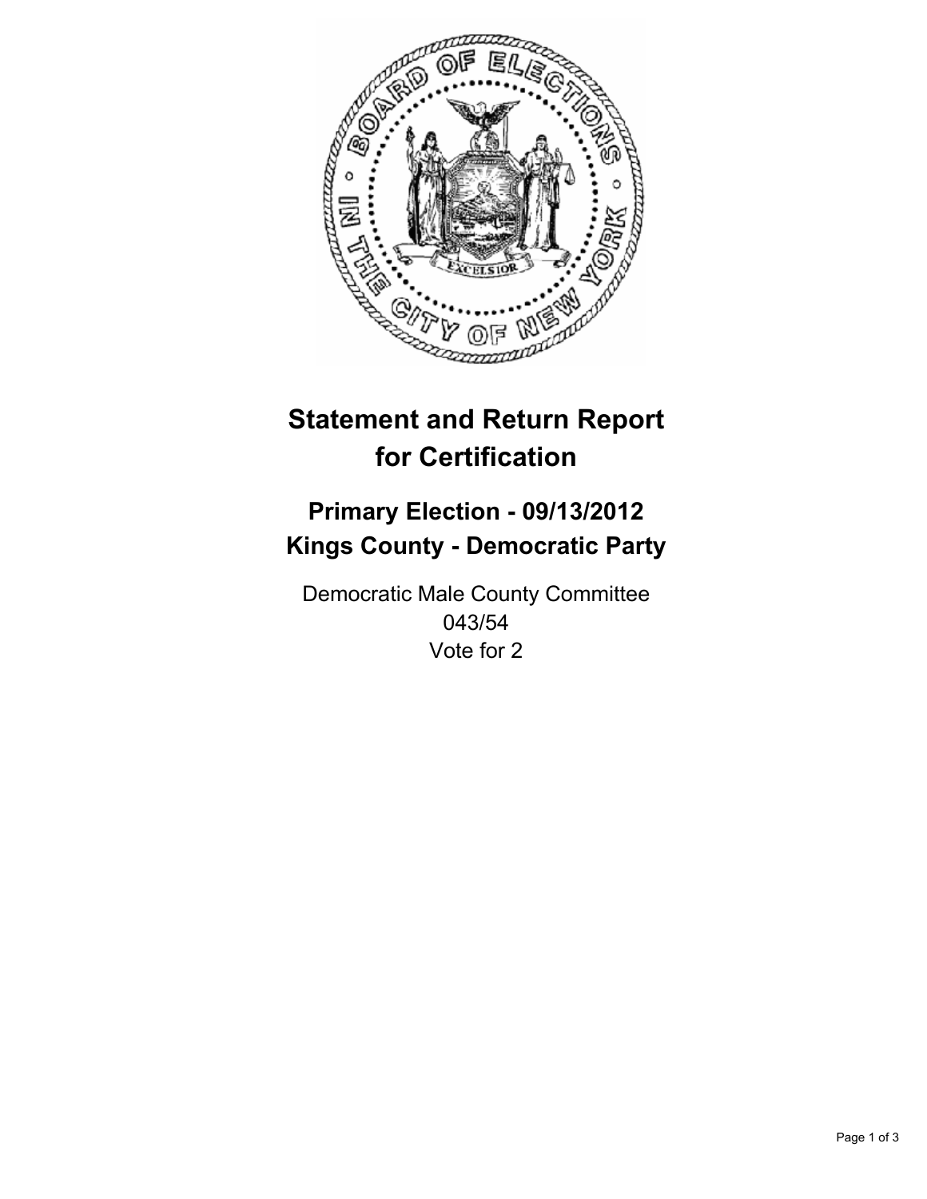# Statement and Return Report for Certification

## Primary Election - 09/13/2012
## Kings County - Democratic Party

Democratic Male County Committee
043/54
Vote for 2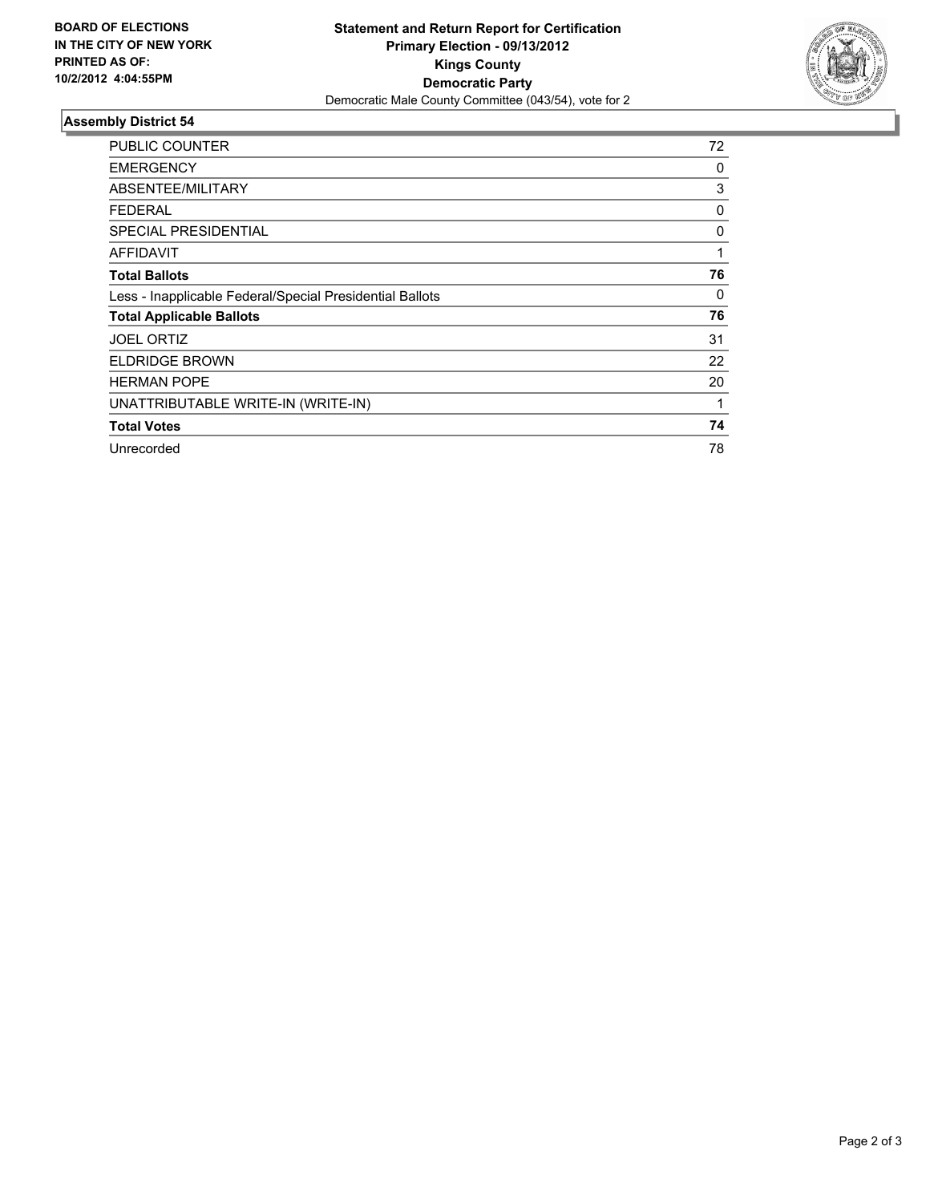**BOARD OF ELECTIONS IN THE CITY OF NEW YORK PRINTED AS OF: 10/2/2012 4:04:55PM**

**Statement and Return Report for Certification**
**Primary Election - 09/13/2012**
**Kings County**
**Democratic Party**
Democratic Male County Committee (043/54), vote for 2

### Assembly District 54

| | |
|---|---|
| PUBLIC COUNTER | 72 |
| EMERGENCY | 0 |
| ABSENTEE/MILITARY | 3 |
| FEDERAL | 0 |
| SPECIAL PRESIDENTIAL | 0 |
| AFFIDAVIT | 1 |
| **Total Ballots** | **76** |
| Less - Inapplicable Federal/Special Presidential Ballots | 0 |
| **Total Applicable Ballots** | **76** |
| JOEL ORTIZ | 31 |
| ELDRIDGE BROWN | 22 |
| HERMAN POPE | 20 |
| UNATTRIBUTABLE WRITE-IN (WRITE-IN) | 1 |
| **Total Votes** | **74** |
| Unrecorded | 78 |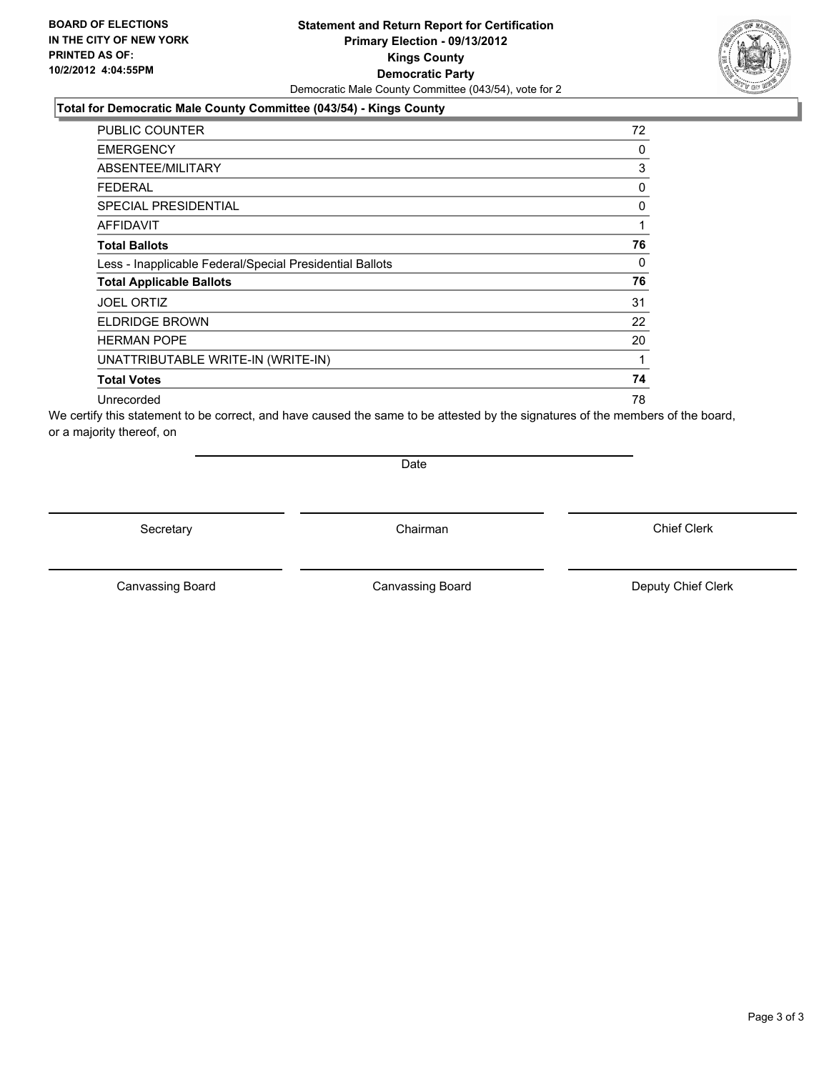**BOARD OF ELECTIONS IN THE CITY OF NEW YORK PRINTED AS OF: 10/2/2012 4:04:55PM**

**Statement and Return Report for Certification**
**Primary Election - 09/13/2012**
**Kings County**
**Democratic Party**
Democratic Male County Committee (043/54), vote for 2

**Total for Democratic Male County Committee (043/54) - Kings County**

| | |
|---|---|
| PUBLIC COUNTER | 72 |
| EMERGENCY | 0 |
| ABSENTEE/MILITARY | 3 |
| FEDERAL | 0 |
| SPECIAL PRESIDENTIAL | 0 |
| AFFIDAVIT | 1 |
| **Total Ballots** | **76** |
| Less - Inapplicable Federal/Special Presidential Ballots | 0 |
| **Total Applicable Ballots** | **76** |
| JOEL ORTIZ | 31 |
| ELDRIDGE BROWN | 22 |
| HERMAN POPE | 20 |
| UNATTRIBUTABLE WRITE-IN (WRITE-IN) | 1 |
| **Total Votes** | **74** |
| Unrecorded | 78 |

We certify this statement to be correct, and have caused the same to be attested by the signatures of the members of the board, or a majority thereof, on

Date

Secretary | Chairman | Chief Clerk

Canvassing Board | Canvassing Board | Deputy Chief Clerk